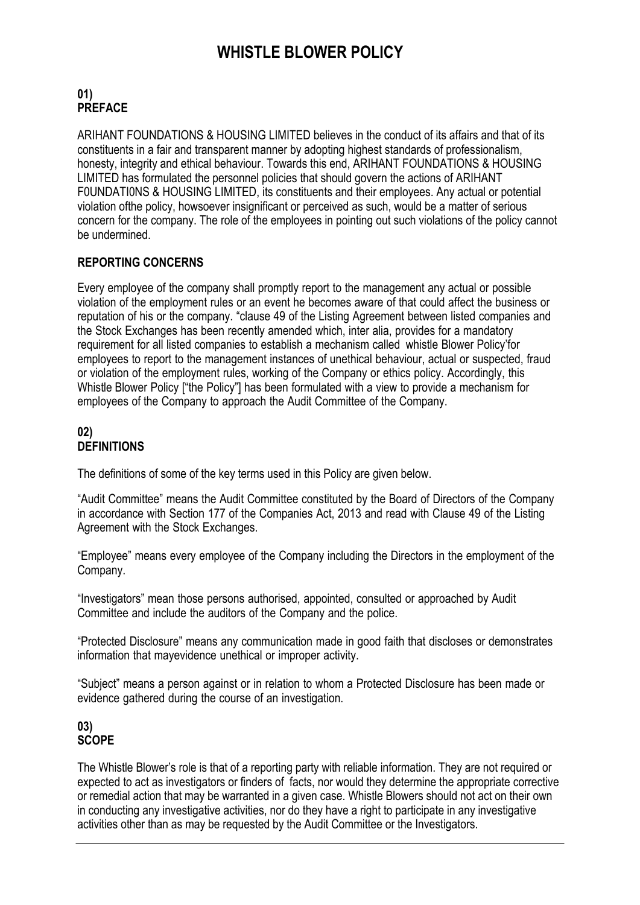# WHISTLE BLOWER POLICY

## 01)
## PREFACE

ARIHANT FOUNDATIONS & HOUSING LIMITED believes in the conduct of its affairs and that of its constituents in a fair and transparent manner by adopting highest standards of professionalism, honesty, integrity and ethical behaviour. Towards this end, ARIHANT FOUNDATIONS & HOUSING LIMITED has formulated the personnel policies that should govern the actions of ARIHANT F0UNDATI0NS & HOUSING LIMITED, its constituents and their employees. Any actual or potential violation ofthe policy, howsoever insignificant or perceived as such, would be a matter of serious concern for the company. The role of the employees in pointing out such violations of the policy cannot be undermined.

## REPORTING CONCERNS

Every employee of the company shall promptly report to the management any actual or possible violation of the employment rules or an event he becomes aware of that could affect the business or reputation of his or the company. "clause 49 of the Listing Agreement between listed companies and the Stock Exchanges has been recently amended which, inter alia, provides for a mandatory requirement for all listed companies to establish a mechanism called whistle Blower Policy'for employees to report to the management instances of unethical behaviour, actual or suspected, fraud or violation of the employment rules, working of the Company or ethics policy. Accordingly, this Whistle Blower Policy ["the Policy"] has been formulated with a view to provide a mechanism for employees of the Company to approach the Audit Committee of the Company.

## 02)
## DEFINITIONS

The definitions of some of the key terms used in this Policy are given below.

"Audit Committee" means the Audit Committee constituted by the Board of Directors of the Company in accordance with Section 177 of the Companies Act, 2013 and read with Clause 49 of the Listing Agreement with the Stock Exchanges.

"Employee" means every employee of the Company including the Directors in the employment of the Company.

"Investigators" mean those persons authorised, appointed, consulted or approached by Audit Committee and include the auditors of the Company and the police.

"Protected Disclosure" means any communication made in good faith that discloses or demonstrates information that mayevidence unethical or improper activity.

"Subject" means a person against or in relation to whom a Protected Disclosure has been made or evidence gathered during the course of an investigation.

## 03)
## SCOPE

The Whistle Blower's role is that of a reporting party with reliable information. They are not required or expected to act as investigators or finders of facts, nor would they determine the appropriate corrective or remedial action that may be warranted in a given case. Whistle Blowers should not act on their own in conducting any investigative activities, nor do they have a right to participate in any investigative activities other than as may be requested by the Audit Committee or the Investigators.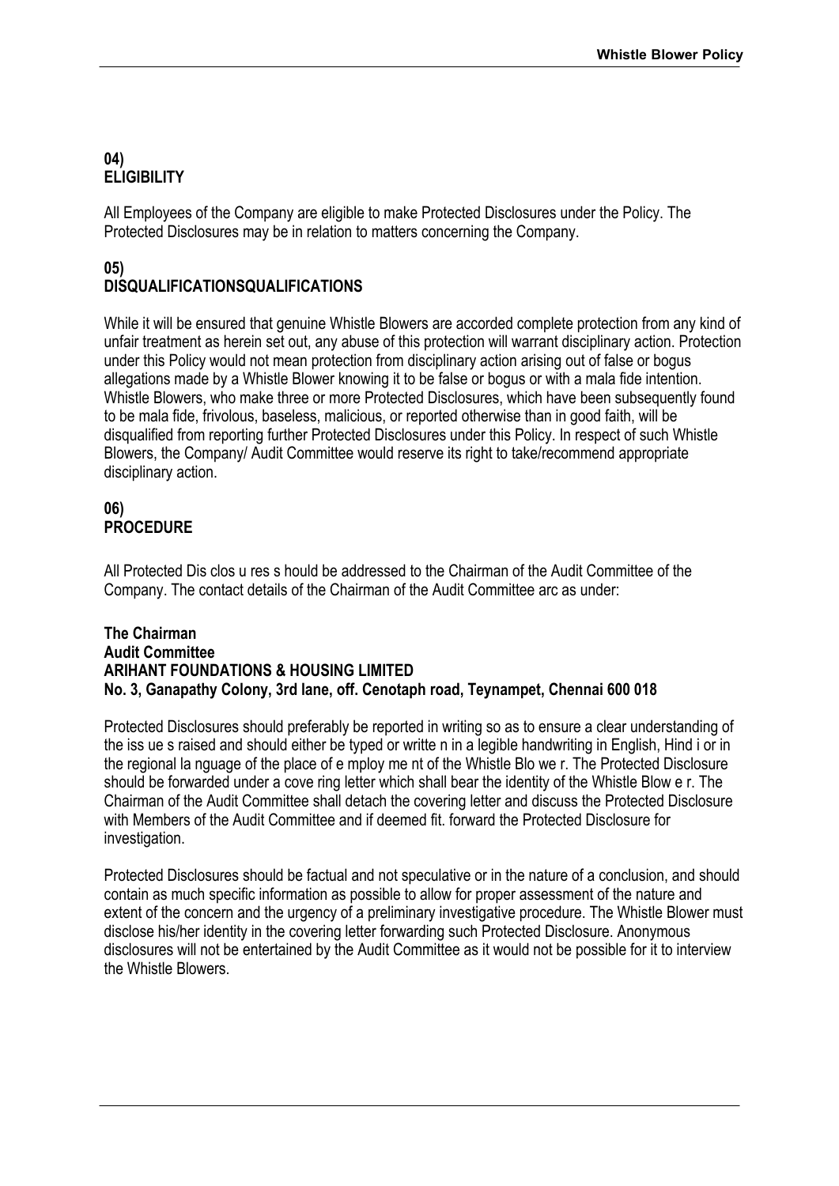## 04) ELIGIBILITY

All Employees of the Company are eligible to make Protected Disclosures under the Policy. The Protected Disclosures may be in relation to matters concerning the Company.

## 05) DISQUALIFICATIONSQUALIFICATIONS

While it will be ensured that genuine Whistle Blowers are accorded complete protection from any kind of unfair treatment as herein set out, any abuse of this protection will warrant disciplinary action. Protection under this Policy would not mean protection from disciplinary action arising out of false or bogus allegations made by a Whistle Blower knowing it to be false or bogus or with a mala fide intention. Whistle Blowers, who make three or more Protected Disclosures, which have been subsequently found to be mala fide, frivolous, baseless, malicious, or reported otherwise than in good faith, will be disqualified from reporting further Protected Disclosures under this Policy. In respect of such Whistle Blowers, the Company/ Audit Committee would reserve its right to take/recommend appropriate disciplinary action.

## 06) PROCEDURE

All Protected Dis clos u res s hould be addressed to the Chairman of the Audit Committee of the Company. The contact details of the Chairman of the Audit Committee arc as under:

**The Chairman**
**Audit Committee**
**ARIHANT FOUNDATIONS & HOUSING LIMITED**
**No. 3, Ganapathy Colony, 3rd lane, off. Cenotaph road, Teynampet, Chennai 600 018**

Protected Disclosures should preferably be reported in writing so as to ensure a clear understanding of the iss ue s raised and should either be typed or writte n in a legible handwriting in English, Hind i or in the regional la nguage of the place of e mploy me nt of the Whistle Blo we r. The Protected Disclosure should be forwarded under a cove ring letter which shall bear the identity of the Whistle Blow e r. The Chairman of the Audit Committee shall detach the covering letter and discuss the Protected Disclosure with Members of the Audit Committee and if deemed fit. forward the Protected Disclosure for investigation.

Protected Disclosures should be factual and not speculative or in the nature of a conclusion, and should contain as much specific information as possible to allow for proper assessment of the nature and extent of the concern and the urgency of a preliminary investigative procedure. The Whistle Blower must disclose his/her identity in the covering letter forwarding such Protected Disclosure. Anonymous disclosures will not be entertained by the Audit Committee as it would not be possible for it to interview the Whistle Blowers.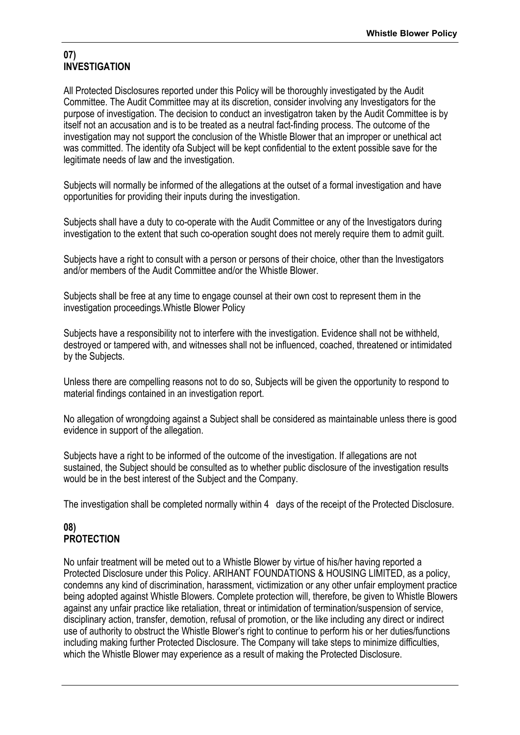## 07) INVESTIGATION

All Protected Disclosures reported under this Policy will be thoroughly investigated by the Audit Committee. The Audit Committee may at its discretion, consider involving any Investigators for the purpose of investigation. The decision to conduct an investigatron taken by the Audit Committee is by itself not an accusation and is to be treated as a neutral fact-finding process. The outcome of the investigation may not support the conclusion of the Whistle Blower that an improper or unethical act was committed. The identity ofa Subject will be kept confidential to the extent possible save for the legitimate needs of law and the investigation.

Subjects will normally be informed of the allegations at the outset of a formal investigation and have opportunities for providing their inputs during the investigation.

Subjects shall have a duty to co-operate with the Audit Committee or any of the Investigators during investigation to the extent that such co-operation sought does not merely require them to admit guilt.

Subjects have a right to consult with a person or persons of their choice, other than the Investigators and/or members of the Audit Committee and/or the Whistle Blower.

Subjects shall be free at any time to engage counsel at their own cost to represent them in the investigation proceedings.Whistle Blower Policy

Subjects have a responsibility not to interfere with the investigation. Evidence shall not be withheld, destroyed or tampered with, and witnesses shall not be influenced, coached, threatened or intimidated by the Subjects.

Unless there are compelling reasons not to do so, Subjects will be given the opportunity to respond to material findings contained in an investigation report.

No allegation of wrongdoing against a Subject shall be considered as maintainable unless there is good evidence in support of the allegation.

Subjects have a right to be informed of the outcome of the investigation. If allegations are not sustained, the Subject should be consulted as to whether public disclosure of the investigation results would be in the best interest of the Subject and the Company.

The investigation shall be completed normally within 4 days of the receipt of the Protected Disclosure.

## 08) PROTECTION

No unfair treatment will be meted out to a Whistle Blower by virtue of his/her having reported a Protected Disclosure under this Policy. ARIHANT FOUNDATIONS & HOUSING LIMITED, as a policy, condemns any kind of discrimination, harassment, victimization or any other unfair employment practice being adopted against Whistle Blowers. Complete protection will, therefore, be given to Whistle Blowers against any unfair practice like retaliation, threat or intimidation of termination/suspension of service, disciplinary action, transfer, demotion, refusal of promotion, or the like including any direct or indirect use of authority to obstruct the Whistle Blower's right to continue to perform his or her duties/functions including making further Protected Disclosure. The Company will take steps to minimize difficulties, which the Whistle Blower may experience as a result of making the Protected Disclosure.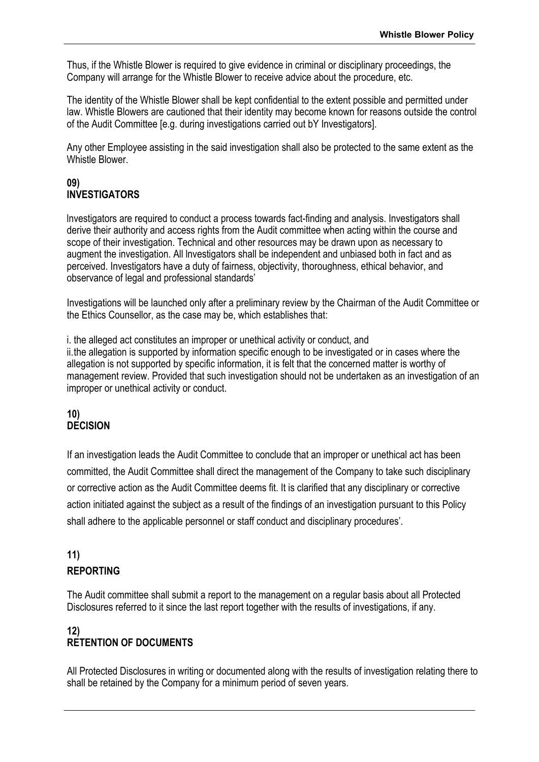Thus, if the Whistle Blower is required to give evidence in criminal or disciplinary proceedings, the Company will arrange for the Whistle Blower to receive advice about the procedure, etc.

The identity of the Whistle Blower shall be kept confidential to the extent possible and permitted under law. Whistle Blowers are cautioned that their identity may become known for reasons outside the control of the Audit Committee [e.g. during investigations carried out bY Investigators].

Any other Employee assisting in the said investigation shall also be protected to the same extent as the Whistle Blower.

## 09) INVESTIGATORS

lnvestigators are required to conduct a process towards fact-finding and analysis. Investigators shall derive their authority and access rights from the Audit committee when acting within the course and scope of their investigation. Technical and other resources may be drawn upon as necessary to augment the investigation. All lnvestigators shall be independent and unbiased both in fact and as perceived. Investigators have a duty of fairness, objectivity, thoroughness, ethical behavior, and observance of legal and professional standards'

Investigations will be launched only after a preliminary review by the Chairman of the Audit Committee or the Ethics Counsellor, as the case may be, which establishes that:

i. the alleged act constitutes an improper or unethical activity or conduct, and
ii.the allegation is supported by information specific enough to be investigated or in cases where the allegation is not supported by specific information, it is felt that the concerned matter is worthy of management review. Provided that such investigation should not be undertaken as an investigation of an improper or unethical activity or conduct.

## 10) DECISION

If an investigation leads the Audit Committee to conclude that an improper or unethical act has been committed, the Audit Committee shall direct the management of the Company to take such disciplinary or corrective action as the Audit Committee deems fit. It is clarified that any disciplinary or corrective action initiated against the subject as a result of the findings of an investigation pursuant to this Policy shall adhere to the applicable personnel or staff conduct and disciplinary procedures'.

## 11) REPORTING

The Audit committee shall submit a report to the management on a regular basis about all Protected Disclosures referred to it since the last report together with the results of investigations, if any.

## 12) RETENTION OF DOCUMENTS

All Protected Disclosures in writing or documented along with the results of investigation relating there to shall be retained by the Company for a minimum period of seven years.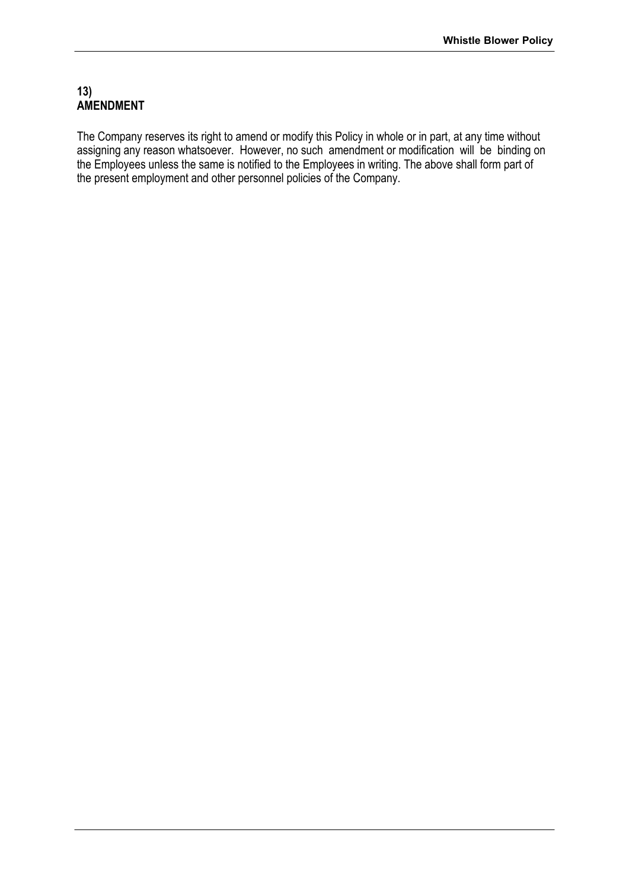## 13) AMENDMENT

The Company reserves its right to amend or modify this Policy in whole or in part, at any time without assigning any reason whatsoever. However, no such amendment or modification will be binding on the Employees unless the same is notified to the Employees in writing. The above shall form part of the present employment and other personnel policies of the Company.